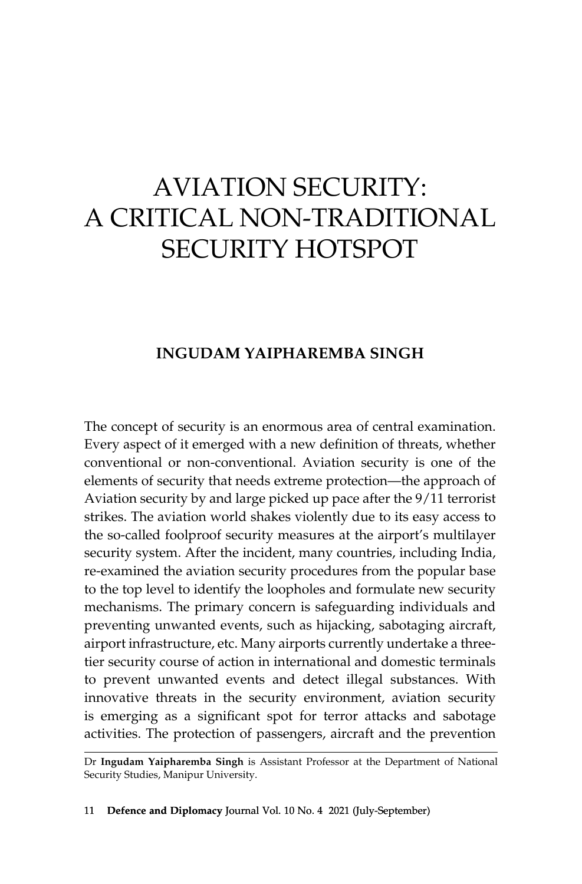# AVIATION SECURITY: A CRITICAL NON-TRADITIONAL SECURITY HOTSPOT

**INGUDAM YAIPHAREMBA SINGH**

The concept of security is an enormous area of central examination. Every aspect of it emerged with a new definition of threats, whether conventional or non-conventional. Aviation security is one of the elements of security that needs extreme protection—the approach of Aviation security by and large picked up pace after the 9/11 terrorist strikes. The aviation world shakes violently due to its easy access to the so-called foolproof security measures at the airport's multilayer security system. After the incident, many countries, including India, re-examined the aviation security procedures from the popular base to the top level to identify the loopholes and formulate new security mechanisms. The primary concern is safeguarding individuals and preventing unwanted events, such as hijacking, sabotaging aircraft, airport infrastructure, etc. Many airports currently undertake a three-tier security course of action in international and domestic terminals to prevent unwanted events and detect illegal substances. With innovative threats in the security environment, aviation security is emerging as a significant spot for terror attacks and sabotage activities. The protection of passengers, aircraft and the prevention

---

Dr **Ingudam Yaipharemba Singh** is Assistant Professor at the Department of National Security Studies, Manipur University.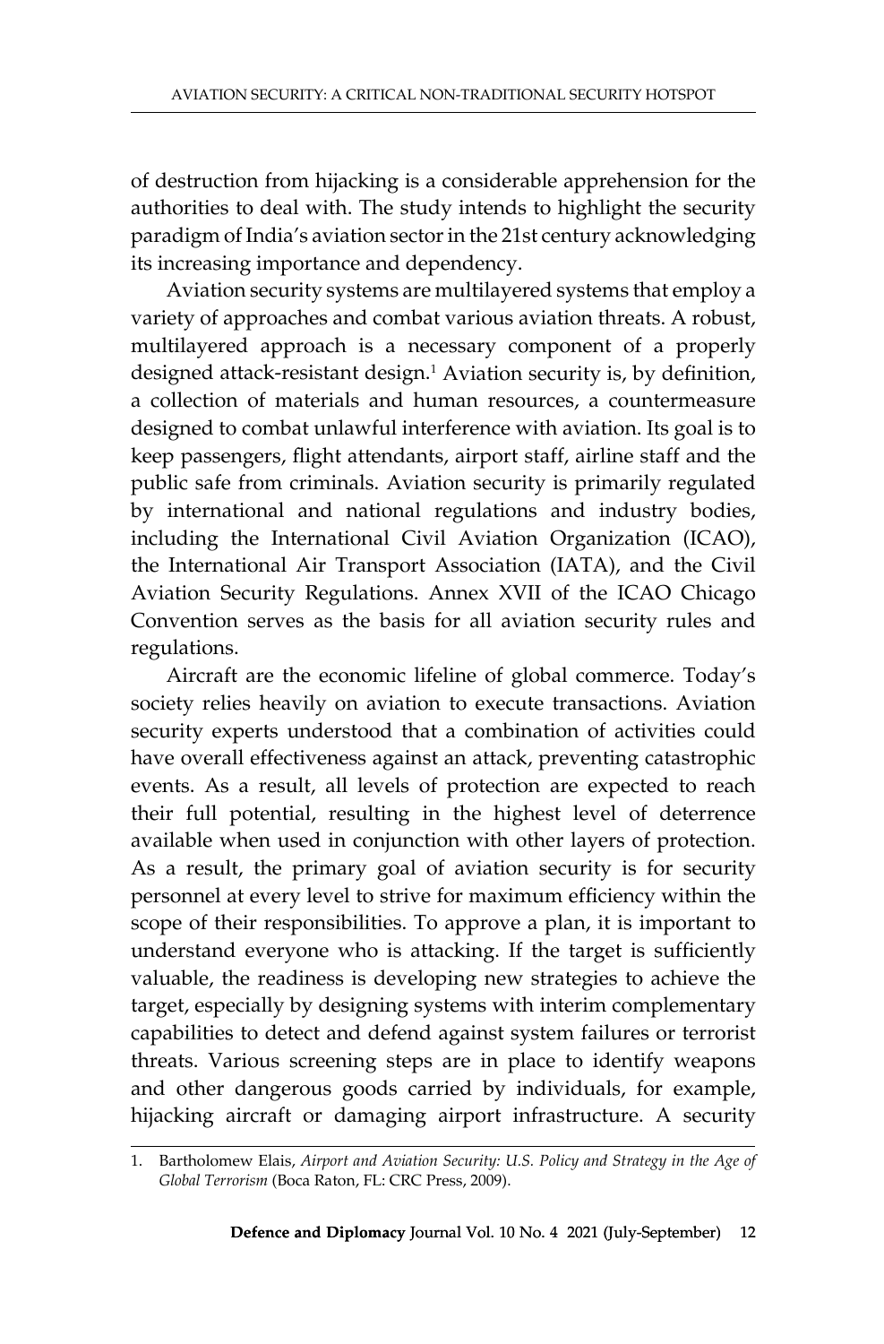of destruction from hijacking is a considerable apprehension for the authorities to deal with. The study intends to highlight the security paradigm of India's aviation sector in the 21st century acknowledging its increasing importance and dependency.

Aviation security systems are multilayered systems that employ a variety of approaches and combat various aviation threats. A robust, multilayered approach is a necessary component of a properly designed attack-resistant design.[1] Aviation security is, by definition, a collection of materials and human resources, a countermeasure designed to combat unlawful interference with aviation. Its goal is to keep passengers, flight attendants, airport staff, airline staff and the public safe from criminals. Aviation security is primarily regulated by international and national regulations and industry bodies, including the International Civil Aviation Organization (ICAO), the International Air Transport Association (IATA), and the Civil Aviation Security Regulations. Annex XVII of the ICAO Chicago Convention serves as the basis for all aviation security rules and regulations.

Aircraft are the economic lifeline of global commerce. Today's society relies heavily on aviation to execute transactions. Aviation security experts understood that a combination of activities could have overall effectiveness against an attack, preventing catastrophic events. As a result, all levels of protection are expected to reach their full potential, resulting in the highest level of deterrence available when used in conjunction with other layers of protection. As a result, the primary goal of aviation security is for security personnel at every level to strive for maximum efficiency within the scope of their responsibilities. To approve a plan, it is important to understand everyone who is attacking. If the target is sufficiently valuable, the readiness is developing new strategies to achieve the target, especially by designing systems with interim complementary capabilities to detect and defend against system failures or terrorist threats. Various screening steps are in place to identify weapons and other dangerous goods carried by individuals, for example, hijacking aircraft or damaging airport infrastructure. A security

1. Bartholomew Elais, *Airport and Aviation Security: U.S. Policy and Strategy in the Age of Global Terrorism* (Boca Raton, FL: CRC Press, 2009).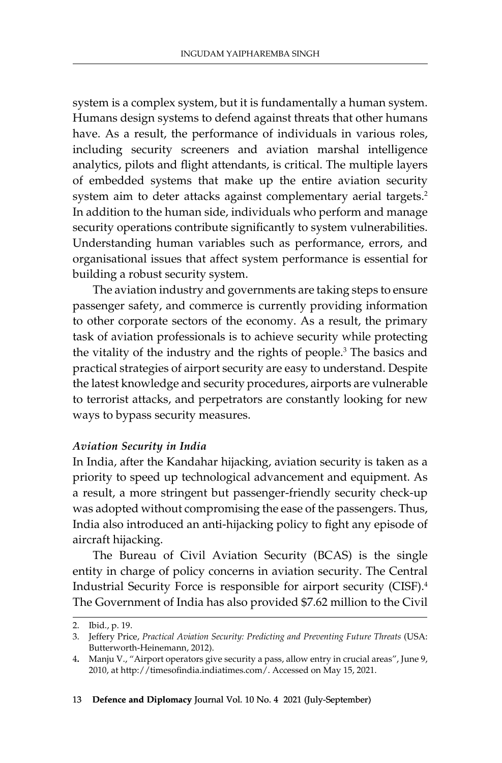system is a complex system, but it is fundamentally a human system. Humans design systems to defend against threats that other humans have. As a result, the performance of individuals in various roles, including security screeners and aviation marshal intelligence analytics, pilots and flight attendants, is critical. The multiple layers of embedded systems that make up the entire aviation security system aim to deter attacks against complementary aerial targets.[2] In addition to the human side, individuals who perform and manage security operations contribute significantly to system vulnerabilities. Understanding human variables such as performance, errors, and organisational issues that affect system performance is essential for building a robust security system.

The aviation industry and governments are taking steps to ensure passenger safety, and commerce is currently providing information to other corporate sectors of the economy. As a result, the primary task of aviation professionals is to achieve security while protecting the vitality of the industry and the rights of people.[3] The basics and practical strategies of airport security are easy to understand. Despite the latest knowledge and security procedures, airports are vulnerable to terrorist attacks, and perpetrators are constantly looking for new ways to bypass security measures.

### *Aviation Security in India*

In India, after the Kandahar hijacking, aviation security is taken as a priority to speed up technological advancement and equipment. As a result, a more stringent but passenger-friendly security check-up was adopted without compromising the ease of the passengers. Thus, India also introduced an anti-hijacking policy to fight any episode of aircraft hijacking.

The Bureau of Civil Aviation Security (BCAS) is the single entity in charge of policy concerns in aviation security. The Central Industrial Security Force is responsible for airport security (CISF).[4] The Government of India has also provided $7.62 million to the Civil

---

2. Ibid., p. 19.
3. Jeffery Price, *Practical Aviation Security: Predicting and Preventing Future Threats* (USA: Butterworth-Heinemann, 2012).
4. Manju V., "Airport operators give security a pass, allow entry in crucial areas", June 9, 2010, at http://timesofindia.indiatimes.com/. Accessed on May 15, 2021.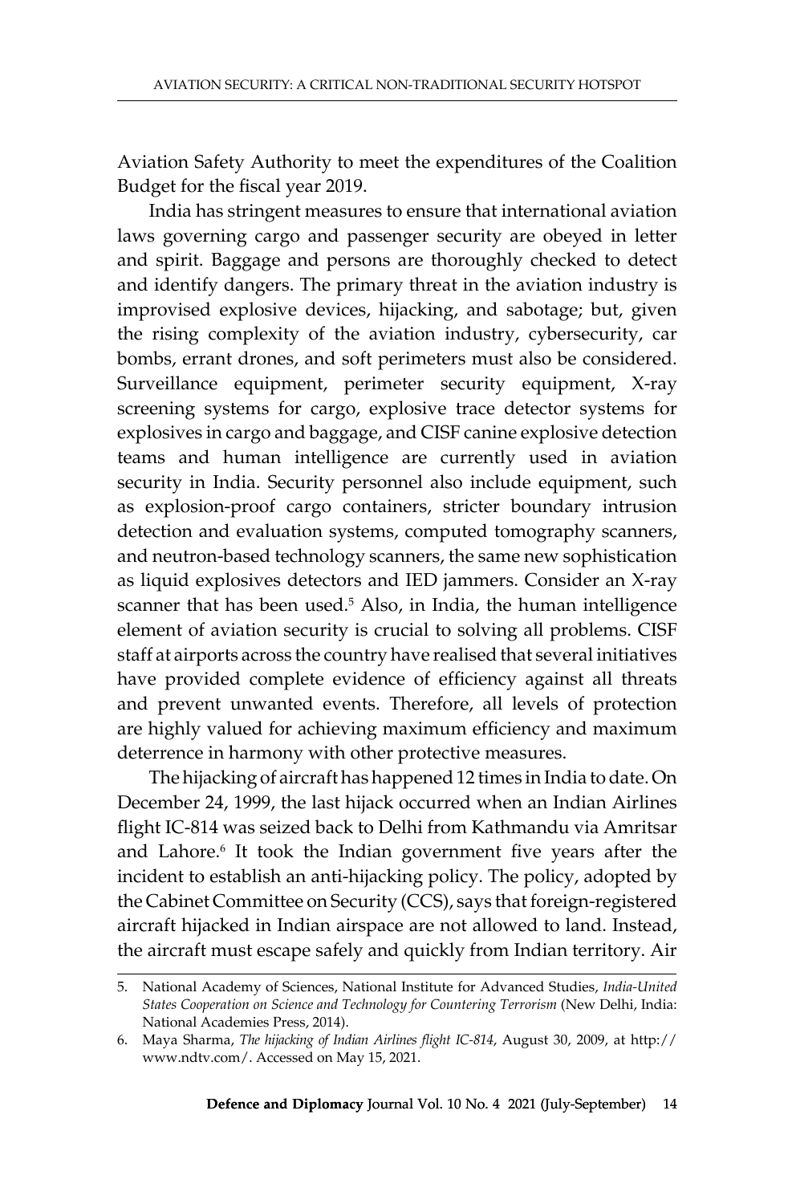Aviation Safety Authority to meet the expenditures of the Coalition Budget for the fiscal year 2019.

India has stringent measures to ensure that international aviation laws governing cargo and passenger security are obeyed in letter and spirit. Baggage and persons are thoroughly checked to detect and identify dangers. The primary threat in the aviation industry is improvised explosive devices, hijacking, and sabotage; but, given the rising complexity of the aviation industry, cybersecurity, car bombs, errant drones, and soft perimeters must also be considered. Surveillance equipment, perimeter security equipment, X-ray screening systems for cargo, explosive trace detector systems for explosives in cargo and baggage, and CISF canine explosive detection teams and human intelligence are currently used in aviation security in India. Security personnel also include equipment, such as explosion-proof cargo containers, stricter boundary intrusion detection and evaluation systems, computed tomography scanners, and neutron-based technology scanners, the same new sophistication as liquid explosives detectors and IED jammers. Consider an X-ray scanner that has been used.[5] Also, in India, the human intelligence element of aviation security is crucial to solving all problems. CISF staff at airports across the country have realised that several initiatives have provided complete evidence of efficiency against all threats and prevent unwanted events. Therefore, all levels of protection are highly valued for achieving maximum efficiency and maximum deterrence in harmony with other protective measures.

The hijacking of aircraft has happened 12 times in India to date. On December 24, 1999, the last hijack occurred when an Indian Airlines flight IC-814 was seized back to Delhi from Kathmandu via Amritsar and Lahore.[6] It took the Indian government five years after the incident to establish an anti-hijacking policy. The policy, adopted by the Cabinet Committee on Security (CCS), says that foreign-registered aircraft hijacked in Indian airspace are not allowed to land. Instead, the aircraft must escape safely and quickly from Indian territory. Air

---

5. National Academy of Sciences, National Institute for Advanced Studies, *India-United States Cooperation on Science and Technology for Countering Terrorism* (New Delhi, India: National Academies Press, 2014).

6. Maya Sharma, *The hijacking of Indian Airlines flight IC-814*, August 30, 2009, at http://www.ndtv.com/. Accessed on May 15, 2021.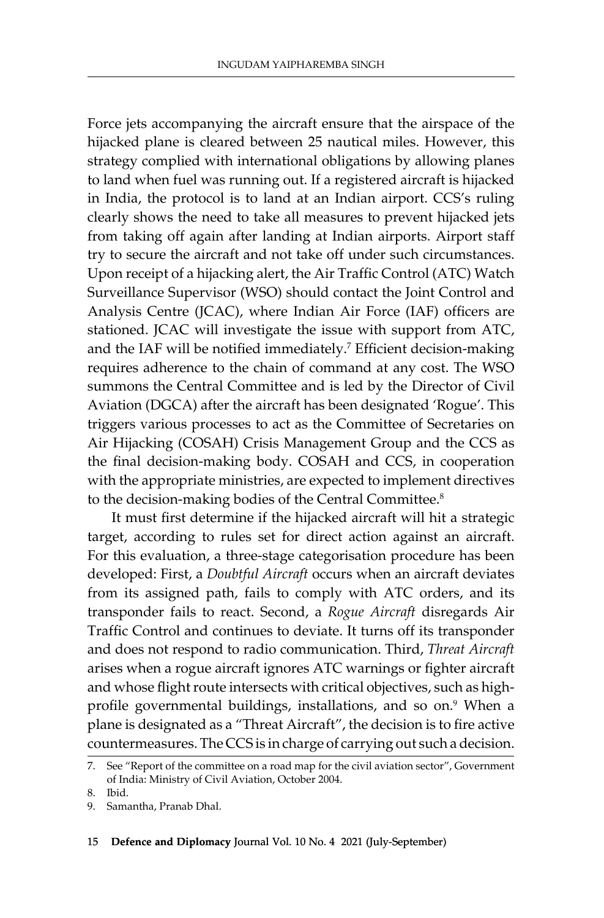Force jets accompanying the aircraft ensure that the airspace of the hijacked plane is cleared between 25 nautical miles. However, this strategy complied with international obligations by allowing planes to land when fuel was running out. If a registered aircraft is hijacked in India, the protocol is to land at an Indian airport. CCS's ruling clearly shows the need to take all measures to prevent hijacked jets from taking off again after landing at Indian airports. Airport staff try to secure the aircraft and not take off under such circumstances. Upon receipt of a hijacking alert, the Air Traffic Control (ATC) Watch Surveillance Supervisor (WSO) should contact the Joint Control and Analysis Centre (JCAC), where Indian Air Force (IAF) officers are stationed. JCAC will investigate the issue with support from ATC, and the IAF will be notified immediately.[7] Efficient decision-making requires adherence to the chain of command at any cost. The WSO summons the Central Committee and is led by the Director of Civil Aviation (DGCA) after the aircraft has been designated 'Rogue'. This triggers various processes to act as the Committee of Secretaries on Air Hijacking (COSAH) Crisis Management Group and the CCS as the final decision-making body. COSAH and CCS, in cooperation with the appropriate ministries, are expected to implement directives to the decision-making bodies of the Central Committee.[8]

It must first determine if the hijacked aircraft will hit a strategic target, according to rules set for direct action against an aircraft. For this evaluation, a three-stage categorisation procedure has been developed: First, a *Doubtful Aircraft* occurs when an aircraft deviates from its assigned path, fails to comply with ATC orders, and its transponder fails to react. Second, a *Rogue Aircraft* disregards Air Traffic Control and continues to deviate. It turns off its transponder and does not respond to radio communication. Third, *Threat Aircraft* arises when a rogue aircraft ignores ATC warnings or fighter aircraft and whose flight route intersects with critical objectives, such as high-profile governmental buildings, installations, and so on.[9] When a plane is designated as a "Threat Aircraft", the decision is to fire active countermeasures. The CCS is in charge of carrying out such a decision.

7. See "Report of the committee on a road map for the civil aviation sector", Government of India: Ministry of Civil Aviation, October 2004.
8. Ibid.
9. Samantha, Pranab Dhal.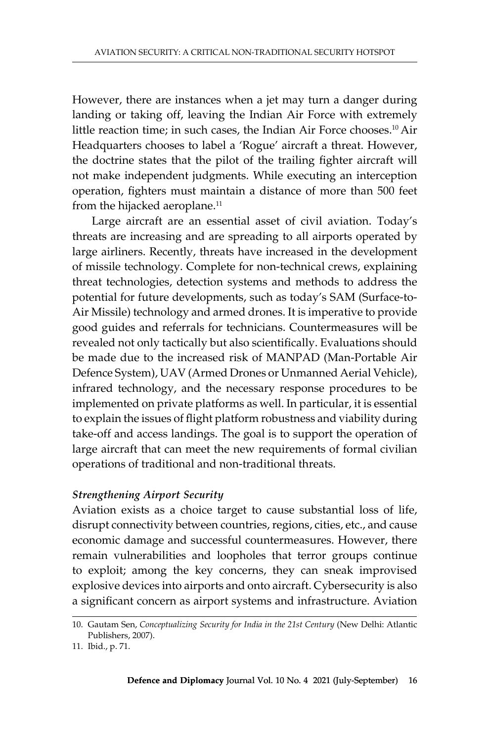However, there are instances when a jet may turn a danger during landing or taking off, leaving the Indian Air Force with extremely little reaction time; in such cases, the Indian Air Force chooses.[10] Air Headquarters chooses to label a 'Rogue' aircraft a threat. However, the doctrine states that the pilot of the trailing fighter aircraft will not make independent judgments. While executing an interception operation, fighters must maintain a distance of more than 500 feet from the hijacked aeroplane.[11]

Large aircraft are an essential asset of civil aviation. Today's threats are increasing and are spreading to all airports operated by large airliners. Recently, threats have increased in the development of missile technology. Complete for non-technical crews, explaining threat technologies, detection systems and methods to address the potential for future developments, such as today's SAM (Surface-to-Air Missile) technology and armed drones. It is imperative to provide good guides and referrals for technicians. Countermeasures will be revealed not only tactically but also scientifically. Evaluations should be made due to the increased risk of MANPAD (Man-Portable Air Defence System), UAV (Armed Drones or Unmanned Aerial Vehicle), infrared technology, and the necessary response procedures to be implemented on private platforms as well. In particular, it is essential to explain the issues of flight platform robustness and viability during take-off and access landings. The goal is to support the operation of large aircraft that can meet the new requirements of formal civilian operations of traditional and non-traditional threats.

### *Strengthening Airport Security*

Aviation exists as a choice target to cause substantial loss of life, disrupt connectivity between countries, regions, cities, etc., and cause economic damage and successful countermeasures. However, there remain vulnerabilities and loopholes that terror groups continue to exploit; among the key concerns, they can sneak improvised explosive devices into airports and onto aircraft. Cybersecurity is also a significant concern as airport systems and infrastructure. Aviation

---

10. Gautam Sen, *Conceptualizing Security for India in the 21st Century* (New Delhi: Atlantic Publishers, 2007).
11. Ibid., p. 71.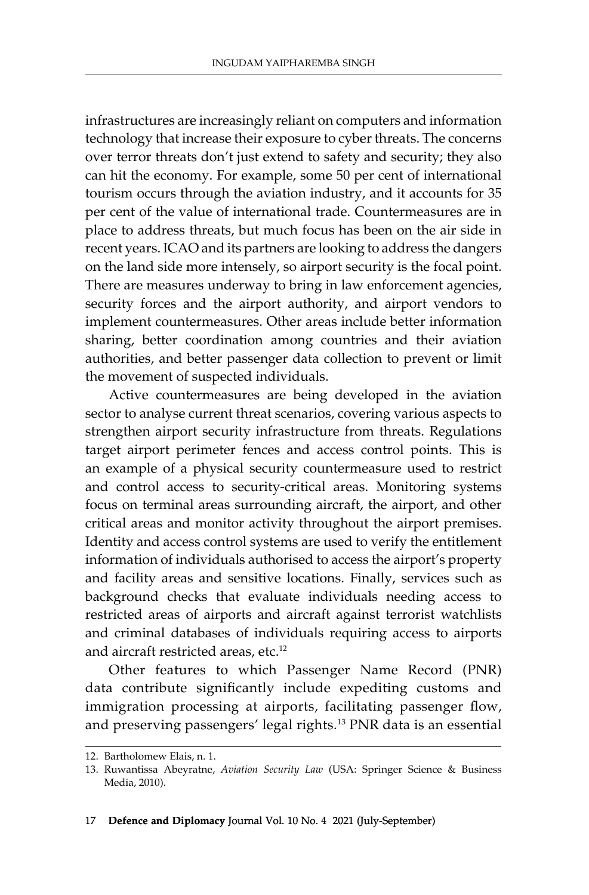infrastructures are increasingly reliant on computers and information technology that increase their exposure to cyber threats. The concerns over terror threats don't just extend to safety and security; they also can hit the economy. For example, some 50 per cent of international tourism occurs through the aviation industry, and it accounts for 35 per cent of the value of international trade. Countermeasures are in place to address threats, but much focus has been on the air side in recent years. ICAO and its partners are looking to address the dangers on the land side more intensely, so airport security is the focal point. There are measures underway to bring in law enforcement agencies, security forces and the airport authority, and airport vendors to implement countermeasures. Other areas include better information sharing, better coordination among countries and their aviation authorities, and better passenger data collection to prevent or limit the movement of suspected individuals.

Active countermeasures are being developed in the aviation sector to analyse current threat scenarios, covering various aspects to strengthen airport security infrastructure from threats. Regulations target airport perimeter fences and access control points. This is an example of a physical security countermeasure used to restrict and control access to security-critical areas. Monitoring systems focus on terminal areas surrounding aircraft, the airport, and other critical areas and monitor activity throughout the airport premises. Identity and access control systems are used to verify the entitlement information of individuals authorised to access the airport's property and facility areas and sensitive locations. Finally, services such as background checks that evaluate individuals needing access to restricted areas of airports and aircraft against terrorist watchlists and criminal databases of individuals requiring access to airports and aircraft restricted areas, etc.[12]

Other features to which Passenger Name Record (PNR) data contribute significantly include expediting customs and immigration processing at airports, facilitating passenger flow, and preserving passengers' legal rights.[13] PNR data is an essential

---

12. Bartholomew Elais, n. 1.
13. Ruwantissa Abeyratne, *Aviation Security Law* (USA: Springer Science & Business Media, 2010).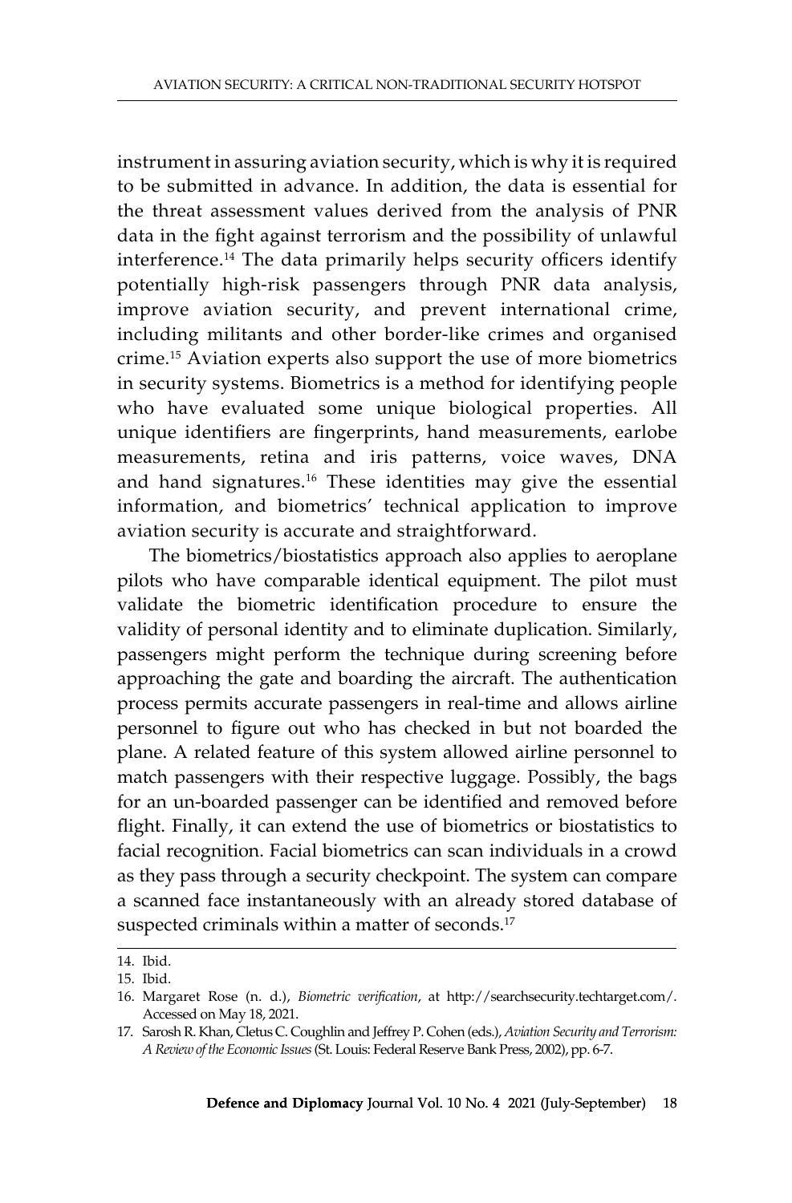instrument in assuring aviation security, which is why it is required to be submitted in advance. In addition, the data is essential for the threat assessment values derived from the analysis of PNR data in the fight against terrorism and the possibility of unlawful interference.[14] The data primarily helps security officers identify potentially high-risk passengers through PNR data analysis, improve aviation security, and prevent international crime, including militants and other border-like crimes and organised crime.[15] Aviation experts also support the use of more biometrics in security systems. Biometrics is a method for identifying people who have evaluated some unique biological properties. All unique identifiers are fingerprints, hand measurements, earlobe measurements, retina and iris patterns, voice waves, DNA and hand signatures.[16] These identities may give the essential information, and biometrics' technical application to improve aviation security is accurate and straightforward.

The biometrics/biostatistics approach also applies to aeroplane pilots who have comparable identical equipment. The pilot must validate the biometric identification procedure to ensure the validity of personal identity and to eliminate duplication. Similarly, passengers might perform the technique during screening before approaching the gate and boarding the aircraft. The authentication process permits accurate passengers in real-time and allows airline personnel to figure out who has checked in but not boarded the plane. A related feature of this system allowed airline personnel to match passengers with their respective luggage. Possibly, the bags for an un-boarded passenger can be identified and removed before flight. Finally, it can extend the use of biometrics or biostatistics to facial recognition. Facial biometrics can scan individuals in a crowd as they pass through a security checkpoint. The system can compare a scanned face instantaneously with an already stored database of suspected criminals within a matter of seconds.[17]

---

14. Ibid.
15. Ibid.
16. Margaret Rose (n. d.), *Biometric verification*, at http://searchsecurity.techtarget.com/. Accessed on May 18, 2021.
17. Sarosh R. Khan, Cletus C. Coughlin and Jeffrey P. Cohen (eds.), *Aviation Security and Terrorism: A Review of the Economic Issues* (St. Louis: Federal Reserve Bank Press, 2002), pp. 6-7.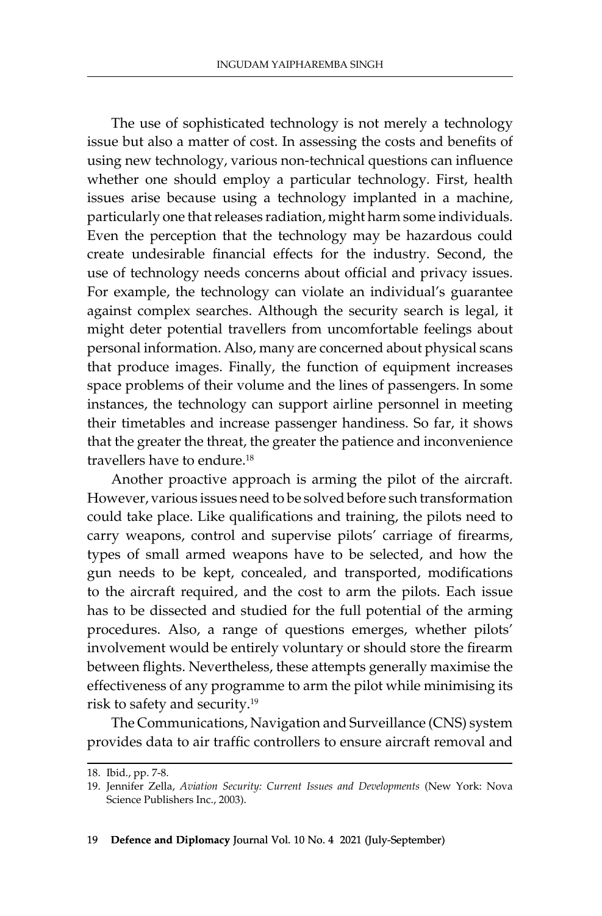The use of sophisticated technology is not merely a technology issue but also a matter of cost. In assessing the costs and benefits of using new technology, various non-technical questions can influence whether one should employ a particular technology. First, health issues arise because using a technology implanted in a machine, particularly one that releases radiation, might harm some individuals. Even the perception that the technology may be hazardous could create undesirable financial effects for the industry. Second, the use of technology needs concerns about official and privacy issues. For example, the technology can violate an individual's guarantee against complex searches. Although the security search is legal, it might deter potential travellers from uncomfortable feelings about personal information. Also, many are concerned about physical scans that produce images. Finally, the function of equipment increases space problems of their volume and the lines of passengers. In some instances, the technology can support airline personnel in meeting their timetables and increase passenger handiness. So far, it shows that the greater the threat, the greater the patience and inconvenience travellers have to endure.[18]

Another proactive approach is arming the pilot of the aircraft. However, various issues need to be solved before such transformation could take place. Like qualifications and training, the pilots need to carry weapons, control and supervise pilots' carriage of firearms, types of small armed weapons have to be selected, and how the gun needs to be kept, concealed, and transported, modifications to the aircraft required, and the cost to arm the pilots. Each issue has to be dissected and studied for the full potential of the arming procedures. Also, a range of questions emerges, whether pilots' involvement would be entirely voluntary or should store the firearm between flights. Nevertheless, these attempts generally maximise the effectiveness of any programme to arm the pilot while minimising its risk to safety and security.[19]

The Communications, Navigation and Surveillance (CNS) system provides data to air traffic controllers to ensure aircraft removal and

---

18. Ibid., pp. 7-8.
19. Jennifer Zella, *Aviation Security: Current Issues and Developments* (New York: Nova Science Publishers Inc., 2003).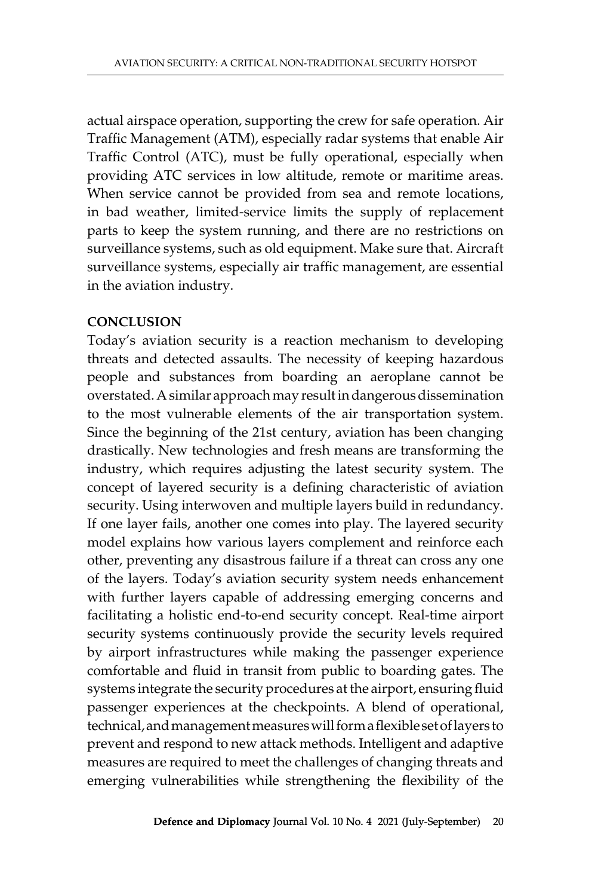actual airspace operation, supporting the crew for safe operation. Air Traffic Management (ATM), especially radar systems that enable Air Traffic Control (ATC), must be fully operational, especially when providing ATC services in low altitude, remote or maritime areas. When service cannot be provided from sea and remote locations, in bad weather, limited-service limits the supply of replacement parts to keep the system running, and there are no restrictions on surveillance systems, such as old equipment. Make sure that. Aircraft surveillance systems, especially air traffic management, are essential in the aviation industry.

## CONCLUSION

Today's aviation security is a reaction mechanism to developing threats and detected assaults. The necessity of keeping hazardous people and substances from boarding an aeroplane cannot be overstated. A similar approach may result in dangerous dissemination to the most vulnerable elements of the air transportation system. Since the beginning of the 21st century, aviation has been changing drastically. New technologies and fresh means are transforming the industry, which requires adjusting the latest security system. The concept of layered security is a defining characteristic of aviation security. Using interwoven and multiple layers build in redundancy. If one layer fails, another one comes into play. The layered security model explains how various layers complement and reinforce each other, preventing any disastrous failure if a threat can cross any one of the layers. Today's aviation security system needs enhancement with further layers capable of addressing emerging concerns and facilitating a holistic end-to-end security concept. Real-time airport security systems continuously provide the security levels required by airport infrastructures while making the passenger experience comfortable and fluid in transit from public to boarding gates. The systems integrate the security procedures at the airport, ensuring fluid passenger experiences at the checkpoints. A blend of operational, technical, and management measures will form a flexible set of layers to prevent and respond to new attack methods. Intelligent and adaptive measures are required to meet the challenges of changing threats and emerging vulnerabilities while strengthening the flexibility of the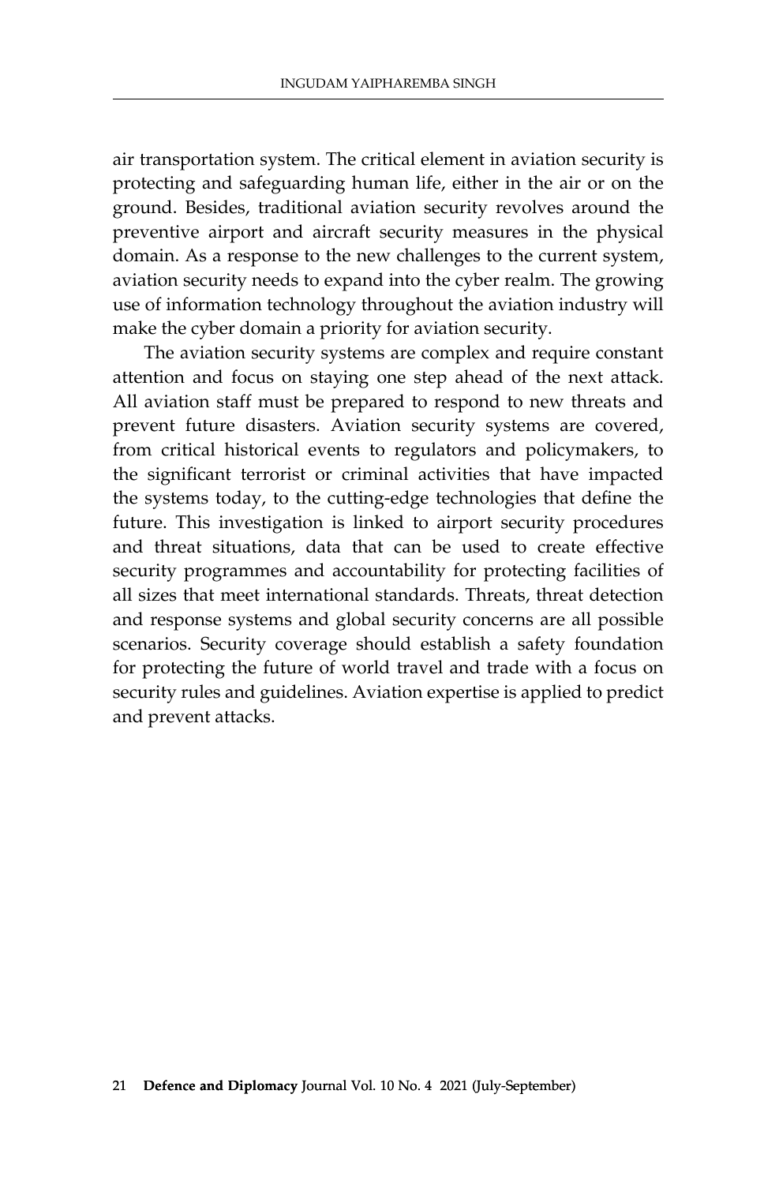air transportation system. The critical element in aviation security is protecting and safeguarding human life, either in the air or on the ground. Besides, traditional aviation security revolves around the preventive airport and aircraft security measures in the physical domain. As a response to the new challenges to the current system, aviation security needs to expand into the cyber realm. The growing use of information technology throughout the aviation industry will make the cyber domain a priority for aviation security.

The aviation security systems are complex and require constant attention and focus on staying one step ahead of the next attack. All aviation staff must be prepared to respond to new threats and prevent future disasters. Aviation security systems are covered, from critical historical events to regulators and policymakers, to the significant terrorist or criminal activities that have impacted the systems today, to the cutting-edge technologies that define the future. This investigation is linked to airport security procedures and threat situations, data that can be used to create effective security programmes and accountability for protecting facilities of all sizes that meet international standards. Threats, threat detection and response systems and global security concerns are all possible scenarios. Security coverage should establish a safety foundation for protecting the future of world travel and trade with a focus on security rules and guidelines. Aviation expertise is applied to predict and prevent attacks.